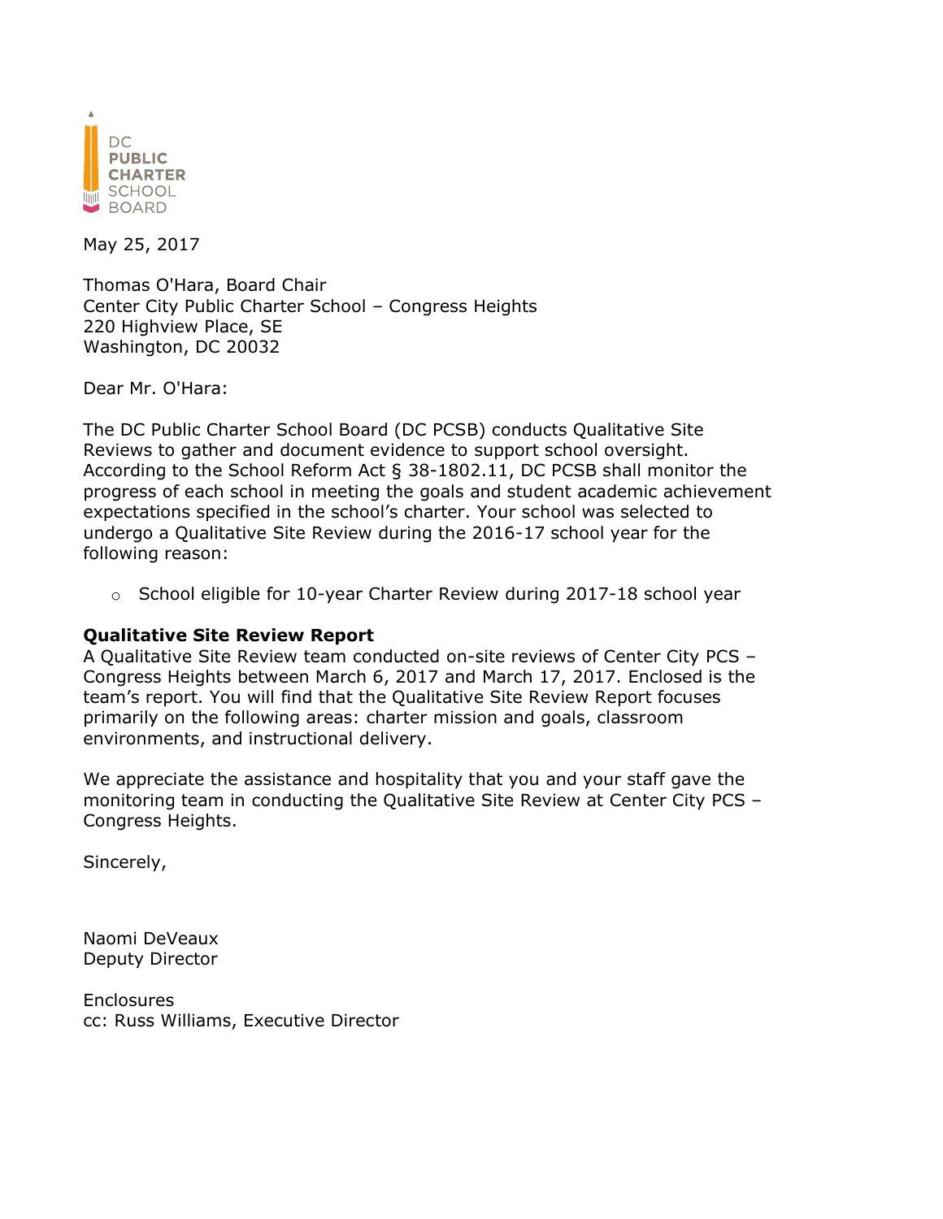DC PUBLIC CHARTER SCHOOL BOARD

May 25, 2017

Thomas O'Hara, Board Chair
Center City Public Charter School – Congress Heights
220 Highview Place, SE
Washington, DC 20032

Dear Mr. O'Hara:

The DC Public Charter School Board (DC PCSB) conducts Qualitative Site Reviews to gather and document evidence to support school oversight. According to the School Reform Act § 38-1802.11, DC PCSB shall monitor the progress of each school in meeting the goals and student academic achievement expectations specified in the school's charter. Your school was selected to undergo a Qualitative Site Review during the 2016-17 school year for the following reason:

- School eligible for 10-year Charter Review during 2017-18 school year

**Qualitative Site Review Report**
A Qualitative Site Review team conducted on-site reviews of Center City PCS – Congress Heights between March 6, 2017 and March 17, 2017. Enclosed is the team's report. You will find that the Qualitative Site Review Report focuses primarily on the following areas: charter mission and goals, classroom environments, and instructional delivery.

We appreciate the assistance and hospitality that you and your staff gave the monitoring team in conducting the Qualitative Site Review at Center City PCS – Congress Heights.

Sincerely,

Naomi DeVeaux
Deputy Director

Enclosures
cc: Russ Williams, Executive Director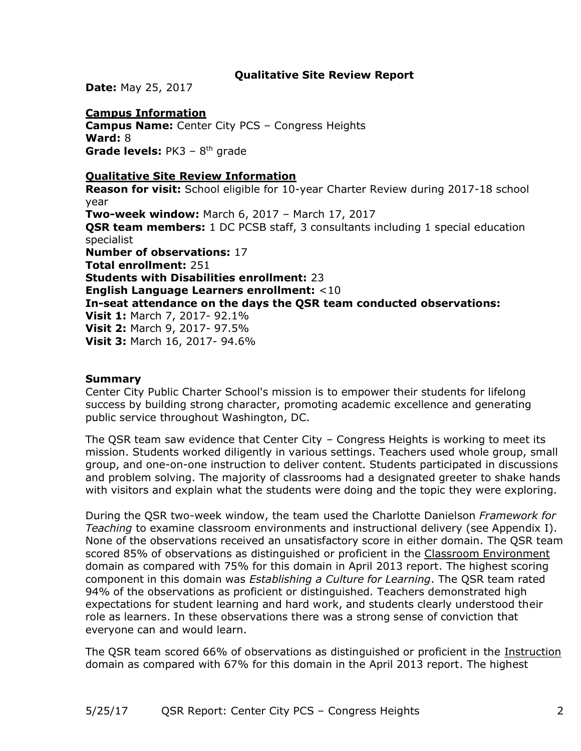**Qualitative Site Review Report**

**Date:** May 25, 2017

**Campus Information**

**Campus Name:** Center City PCS – Congress Heights
**Ward:** 8
**Grade levels:** PK3 – 8th grade

**Qualitative Site Review Information**

**Reason for visit:** School eligible for 10-year Charter Review during 2017-18 school year
**Two-week window:** March 6, 2017 – March 17, 2017
**QSR team members:** 1 DC PCSB staff, 3 consultants including 1 special education specialist
**Number of observations:** 17
**Total enrollment:** 251
**Students with Disabilities enrollment:** 23
**English Language Learners enrollment:** <10
**In-seat attendance on the days the QSR team conducted observations:**
**Visit 1:** March 7, 2017- 92.1%
**Visit 2:** March 9, 2017- 97.5%
**Visit 3:** March 16, 2017- 94.6%

**Summary**

Center City Public Charter School's mission is to empower their students for lifelong success by building strong character, promoting academic excellence and generating public service throughout Washington, DC.

The QSR team saw evidence that Center City – Congress Heights is working to meet its mission. Students worked diligently in various settings. Teachers used whole group, small group, and one-on-one instruction to deliver content. Students participated in discussions and problem solving. The majority of classrooms had a designated greeter to shake hands with visitors and explain what the students were doing and the topic they were exploring.

During the QSR two-week window, the team used the Charlotte Danielson *Framework for Teaching* to examine classroom environments and instructional delivery (see Appendix I). None of the observations received an unsatisfactory score in either domain. The QSR team scored 85% of observations as distinguished or proficient in the Classroom Environment domain as compared with 75% for this domain in April 2013 report. The highest scoring component in this domain was *Establishing a Culture for Learning*. The QSR team rated 94% of the observations as proficient or distinguished. Teachers demonstrated high expectations for student learning and hard work, and students clearly understood their role as learners. In these observations there was a strong sense of conviction that everyone can and would learn.

The QSR team scored 66% of observations as distinguished or proficient in the Instruction domain as compared with 67% for this domain in the April 2013 report. The highest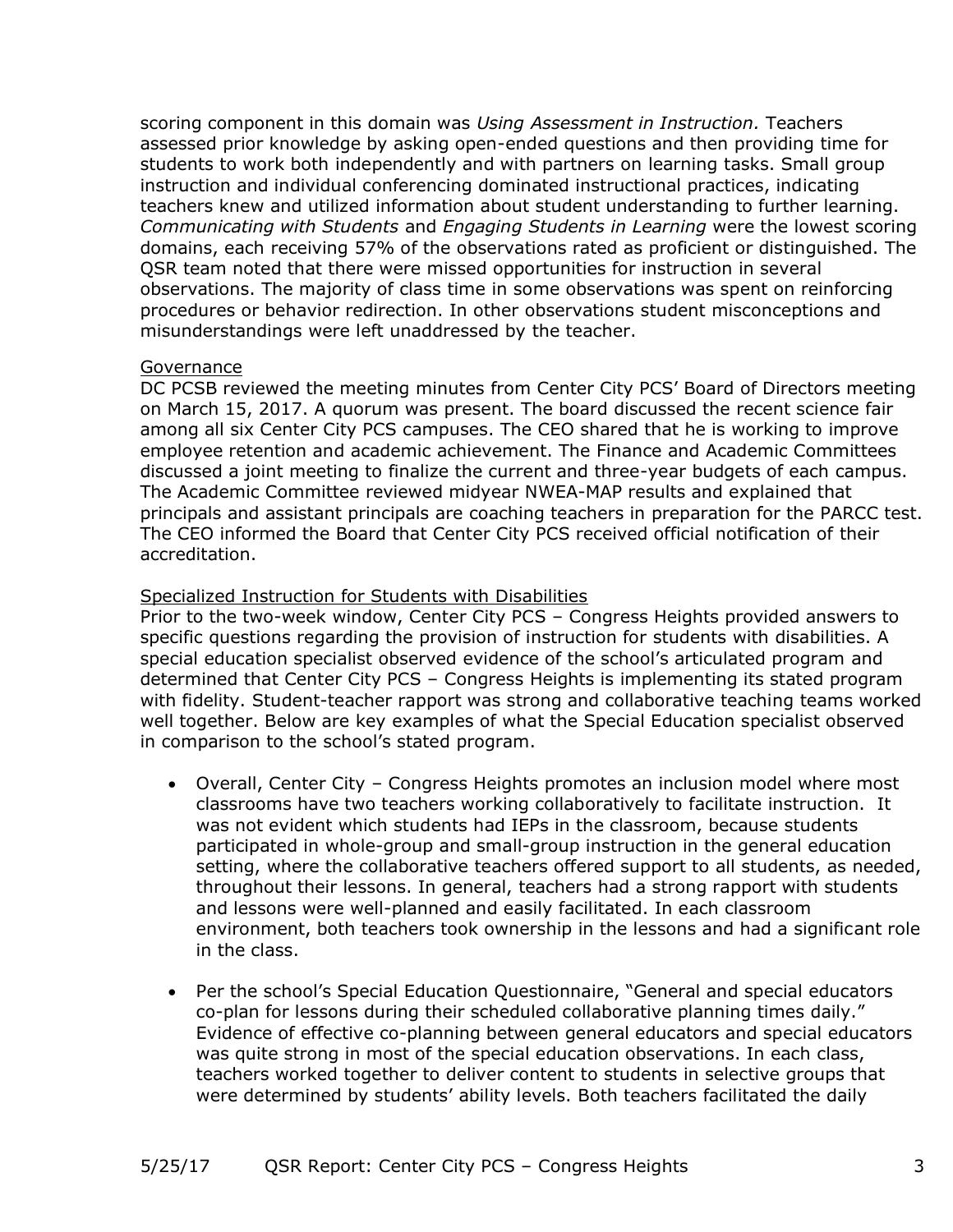scoring component in this domain was *Using Assessment in Instruction.* Teachers assessed prior knowledge by asking open-ended questions and then providing time for students to work both independently and with partners on learning tasks. Small group instruction and individual conferencing dominated instructional practices, indicating teachers knew and utilized information about student understanding to further learning. *Communicating with Students* and *Engaging Students in Learning* were the lowest scoring domains, each receiving 57% of the observations rated as proficient or distinguished. The QSR team noted that there were missed opportunities for instruction in several observations. The majority of class time in some observations was spent on reinforcing procedures or behavior redirection. In other observations student misconceptions and misunderstandings were left unaddressed by the teacher.

<u>Governance</u>

DC PCSB reviewed the meeting minutes from Center City PCS' Board of Directors meeting on March 15, 2017. A quorum was present. The board discussed the recent science fair among all six Center City PCS campuses. The CEO shared that he is working to improve employee retention and academic achievement. The Finance and Academic Committees discussed a joint meeting to finalize the current and three-year budgets of each campus. The Academic Committee reviewed midyear NWEA-MAP results and explained that principals and assistant principals are coaching teachers in preparation for the PARCC test. The CEO informed the Board that Center City PCS received official notification of their accreditation.

<u>Specialized Instruction for Students with Disabilities</u>

Prior to the two-week window, Center City PCS – Congress Heights provided answers to specific questions regarding the provision of instruction for students with disabilities. A special education specialist observed evidence of the school's articulated program and determined that Center City PCS – Congress Heights is implementing its stated program with fidelity. Student-teacher rapport was strong and collaborative teaching teams worked well together. Below are key examples of what the Special Education specialist observed in comparison to the school's stated program.

- Overall, Center City – Congress Heights promotes an inclusion model where most classrooms have two teachers working collaboratively to facilitate instruction. It was not evident which students had IEPs in the classroom, because students participated in whole-group and small-group instruction in the general education setting, where the collaborative teachers offered support to all students, as needed, throughout their lessons. In general, teachers had a strong rapport with students and lessons were well-planned and easily facilitated. In each classroom environment, both teachers took ownership in the lessons and had a significant role in the class.

- Per the school's Special Education Questionnaire, "General and special educators co-plan for lessons during their scheduled collaborative planning times daily." Evidence of effective co-planning between general educators and special educators was quite strong in most of the special education observations. In each class, teachers worked together to deliver content to students in selective groups that were determined by students' ability levels. Both teachers facilitated the daily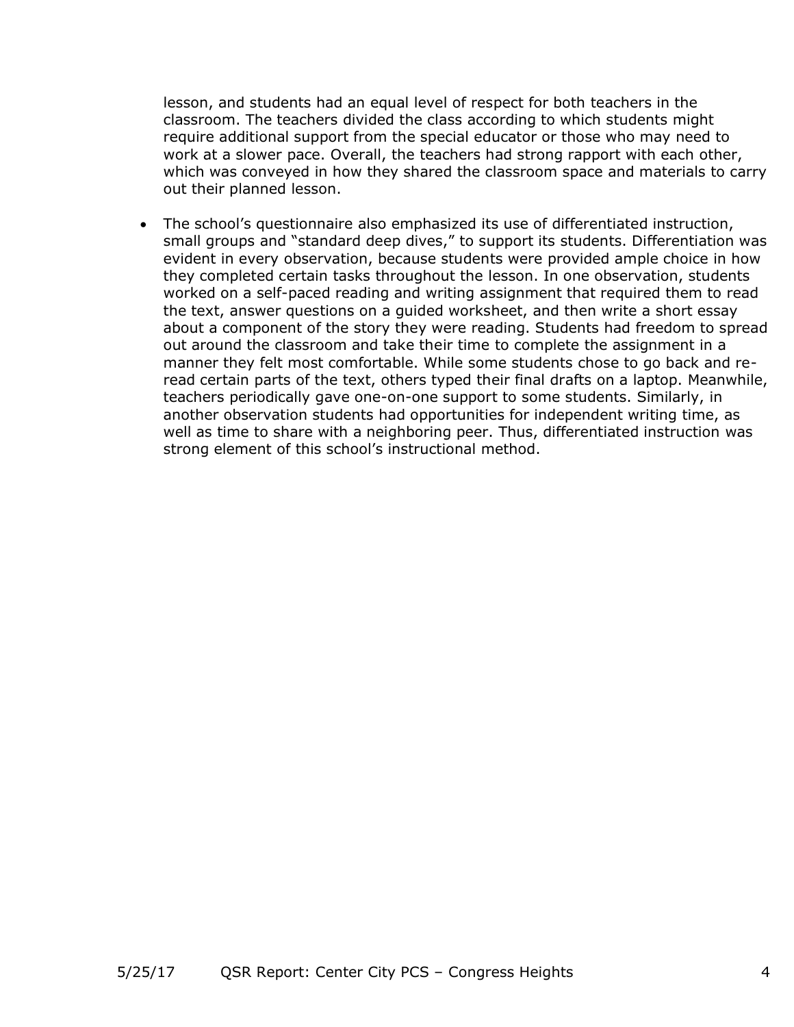lesson, and students had an equal level of respect for both teachers in the classroom. The teachers divided the class according to which students might require additional support from the special educator or those who may need to work at a slower pace. Overall, the teachers had strong rapport with each other, which was conveyed in how they shared the classroom space and materials to carry out their planned lesson.

- The school's questionnaire also emphasized its use of differentiated instruction, small groups and "standard deep dives," to support its students. Differentiation was evident in every observation, because students were provided ample choice in how they completed certain tasks throughout the lesson. In one observation, students worked on a self-paced reading and writing assignment that required them to read the text, answer questions on a guided worksheet, and then write a short essay about a component of the story they were reading. Students had freedom to spread out around the classroom and take their time to complete the assignment in a manner they felt most comfortable. While some students chose to go back and re-read certain parts of the text, others typed their final drafts on a laptop. Meanwhile, teachers periodically gave one-on-one support to some students. Similarly, in another observation students had opportunities for independent writing time, as well as time to share with a neighboring peer. Thus, differentiated instruction was strong element of this school's instructional method.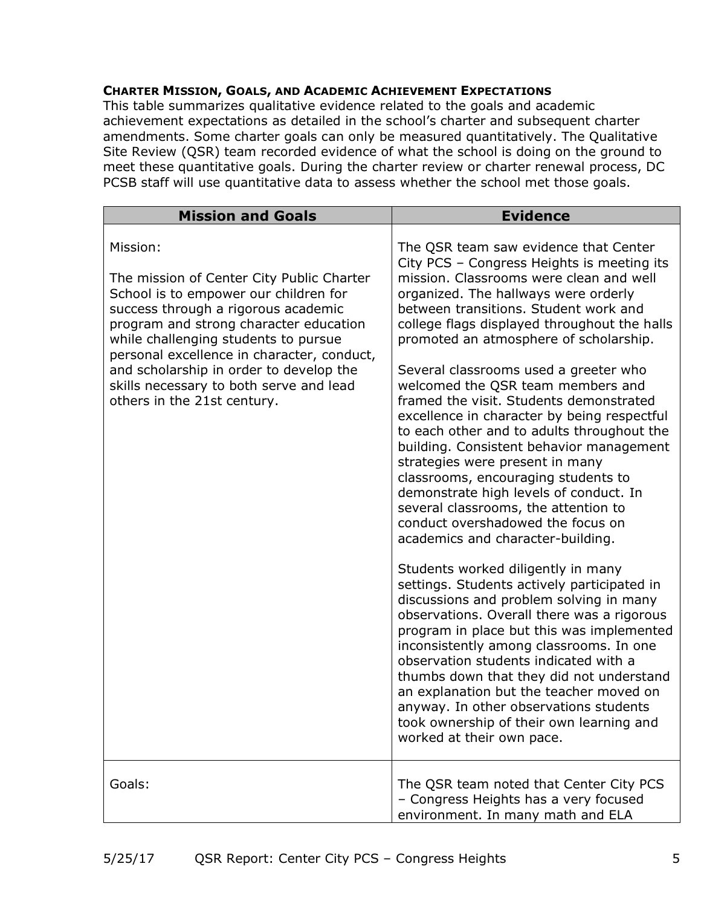### CHARTER MISSION, GOALS, AND ACADEMIC ACHIEVEMENT EXPECTATIONS

This table summarizes qualitative evidence related to the goals and academic achievement expectations as detailed in the school's charter and subsequent charter amendments. Some charter goals can only be measured quantitatively. The Qualitative Site Review (QSR) team recorded evidence of what the school is doing on the ground to meet these quantitative goals. During the charter review or charter renewal process, DC PCSB staff will use quantitative data to assess whether the school met those goals.

| Mission and Goals | Evidence |
| --- | --- |
| Mission:<br><br>The mission of Center City Public Charter School is to empower our children for success through a rigorous academic program and strong character education while challenging students to pursue personal excellence in character, conduct, and scholarship in order to develop the skills necessary to both serve and lead others in the 21st century. | The QSR team saw evidence that Center City PCS – Congress Heights is meeting its mission. Classrooms were clean and well organized. The hallways were orderly between transitions. Student work and college flags displayed throughout the halls promoted an atmosphere of scholarship.<br><br>Several classrooms used a greeter who welcomed the QSR team members and framed the visit. Students demonstrated excellence in character by being respectful to each other and to adults throughout the building. Consistent behavior management strategies were present in many classrooms, encouraging students to demonstrate high levels of conduct. In several classrooms, the attention to conduct overshadowed the focus on academics and character-building.<br><br>Students worked diligently in many settings. Students actively participated in discussions and problem solving in many observations. Overall there was a rigorous program in place but this was implemented inconsistently among classrooms. In one observation students indicated with a thumbs down that they did not understand an explanation but the teacher moved on anyway. In other observations students took ownership of their own learning and worked at their own pace. |
| Goals: | The QSR team noted that Center City PCS – Congress Heights has a very focused environment. In many math and ELA |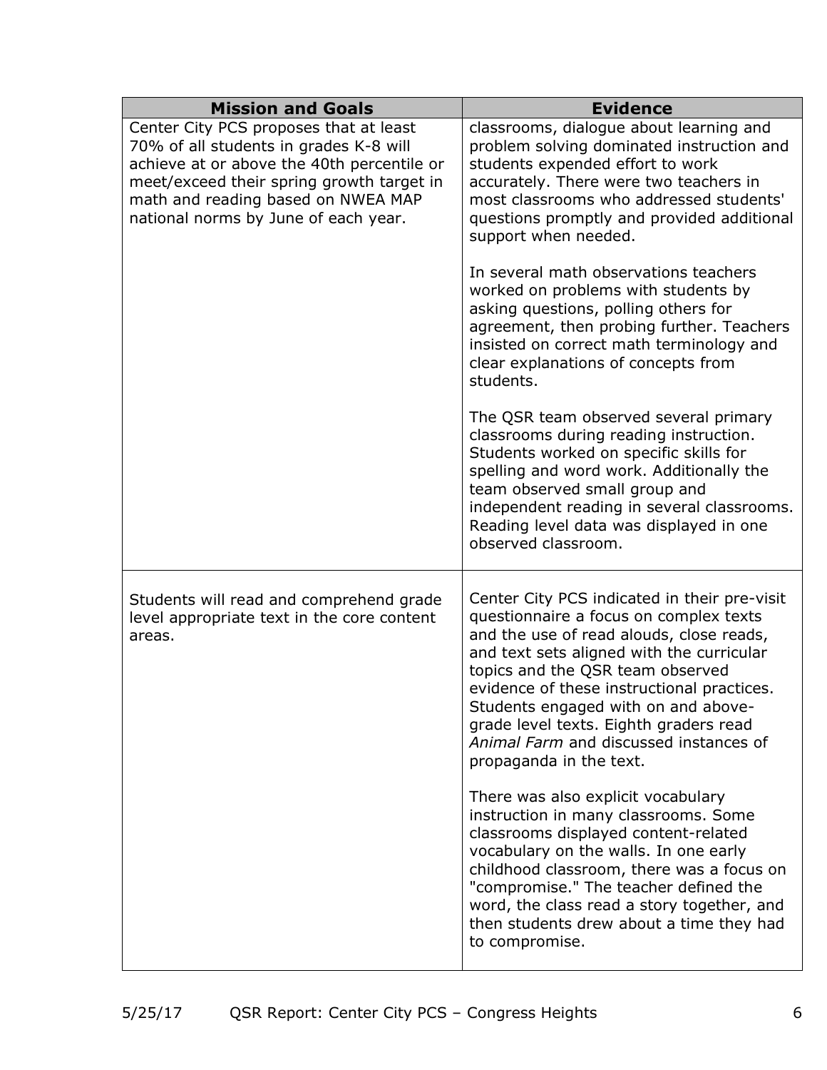| Mission and Goals | Evidence |
|---|---|
| Center City PCS proposes that at least 70% of all students in grades K-8 will achieve at or above the 40th percentile or meet/exceed their spring growth target in math and reading based on NWEA MAP national norms by June of each year. | classrooms, dialogue about learning and problem solving dominated instruction and students expended effort to work accurately. There were two teachers in most classrooms who addressed students' questions promptly and provided additional support when needed.<br><br>In several math observations teachers worked on problems with students by asking questions, polling others for agreement, then probing further. Teachers insisted on correct math terminology and clear explanations of concepts from students.<br><br>The QSR team observed several primary classrooms during reading instruction. Students worked on specific skills for spelling and word work. Additionally the team observed small group and independent reading in several classrooms. Reading level data was displayed in one observed classroom. |
| Students will read and comprehend grade level appropriate text in the core content areas. | Center City PCS indicated in their pre-visit questionnaire a focus on complex texts and the use of read alouds, close reads, and text sets aligned with the curricular topics and the QSR team observed evidence of these instructional practices. Students engaged with on and above-grade level texts. Eighth graders read *Animal Farm* and discussed instances of propaganda in the text.<br><br>There was also explicit vocabulary instruction in many classrooms. Some classrooms displayed content-related vocabulary on the walls. In one early childhood classroom, there was a focus on "compromise." The teacher defined the word, the class read a story together, and then students drew about a time they had to compromise. |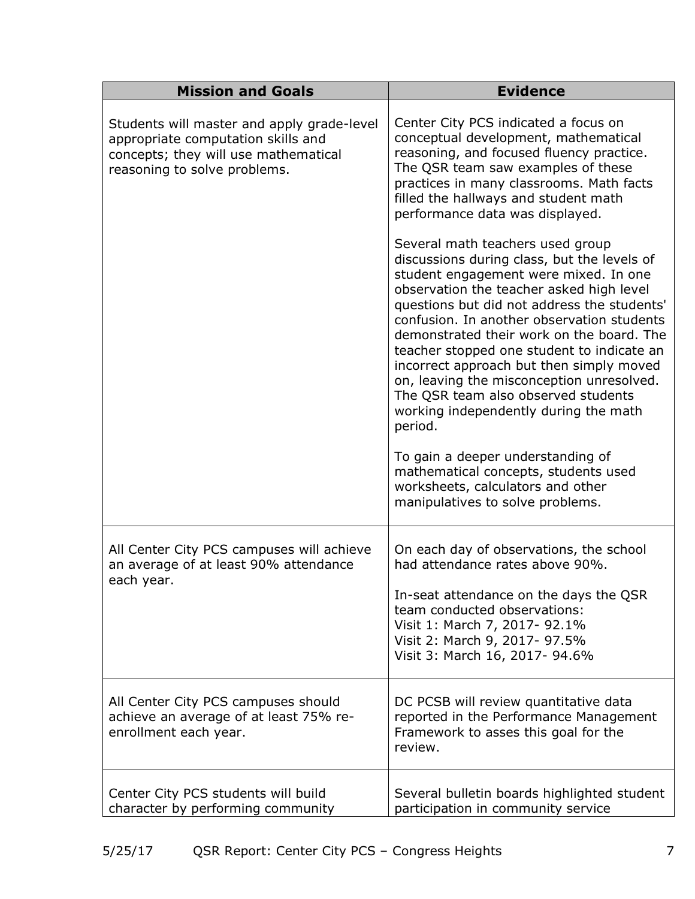| Mission and Goals | Evidence |
|---|---|
| Students will master and apply grade-level appropriate computation skills and concepts; they will use mathematical reasoning to solve problems. | Center City PCS indicated a focus on conceptual development, mathematical reasoning, and focused fluency practice. The QSR team saw examples of these practices in many classrooms. Math facts filled the hallways and student math performance data was displayed.<br><br>Several math teachers used group discussions during class, but the levels of student engagement were mixed. In one observation the teacher asked high level questions but did not address the students' confusion. In another observation students demonstrated their work on the board. The teacher stopped one student to indicate an incorrect approach but then simply moved on, leaving the misconception unresolved. The QSR team also observed students working independently during the math period.<br><br>To gain a deeper understanding of mathematical concepts, students used worksheets, calculators and other manipulatives to solve problems. |
| All Center City PCS campuses will achieve an average of at least 90% attendance each year. | On each day of observations, the school had attendance rates above 90%.<br><br>In-seat attendance on the days the QSR team conducted observations:<br>Visit 1: March 7, 2017- 92.1%<br>Visit 2: March 9, 2017- 97.5%<br>Visit 3: March 16, 2017- 94.6% |
| All Center City PCS campuses should achieve an average of at least 75% re-enrollment each year. | DC PCSB will review quantitative data reported in the Performance Management Framework to asses this goal for the review. |
| Center City PCS students will build character by performing community | Several bulletin boards highlighted student participation in community service |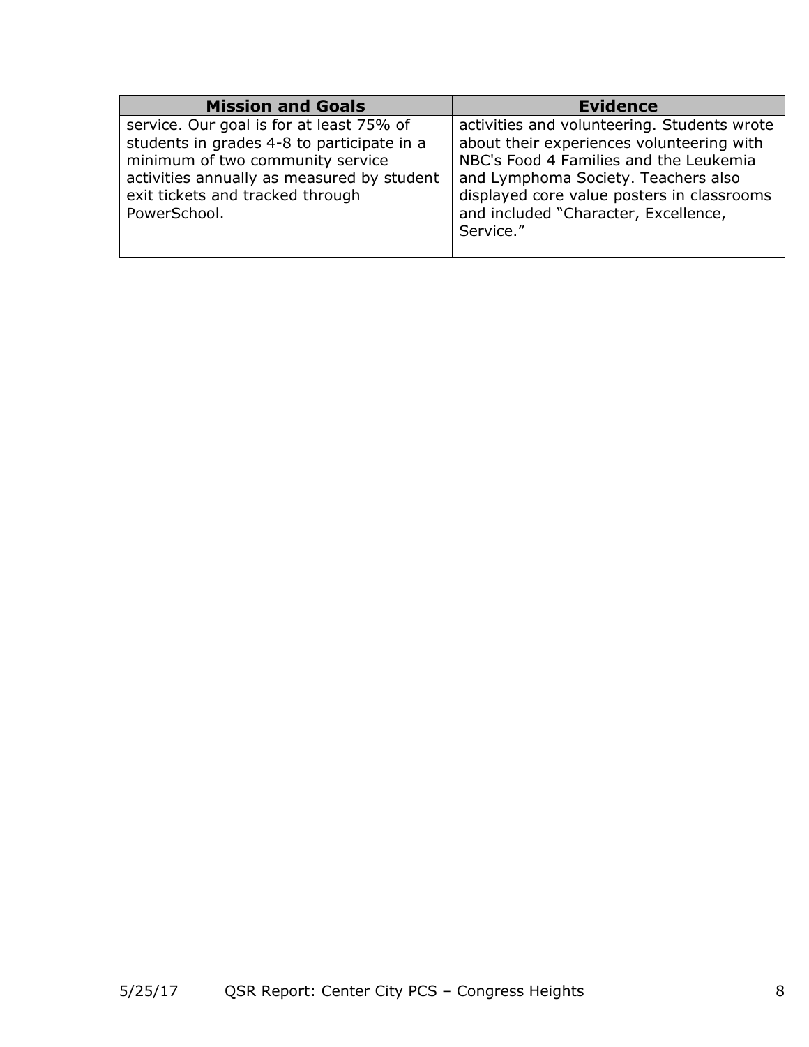| Mission and Goals | Evidence |
| --- | --- |
| service. Our goal is for at least 75% of students in grades 4-8 to participate in a minimum of two community service activities annually as measured by student exit tickets and tracked through PowerSchool. | activities and volunteering. Students wrote about their experiences volunteering with NBC's Food 4 Families and the Leukemia and Lymphoma Society. Teachers also displayed core value posters in classrooms and included "Character, Excellence, Service." |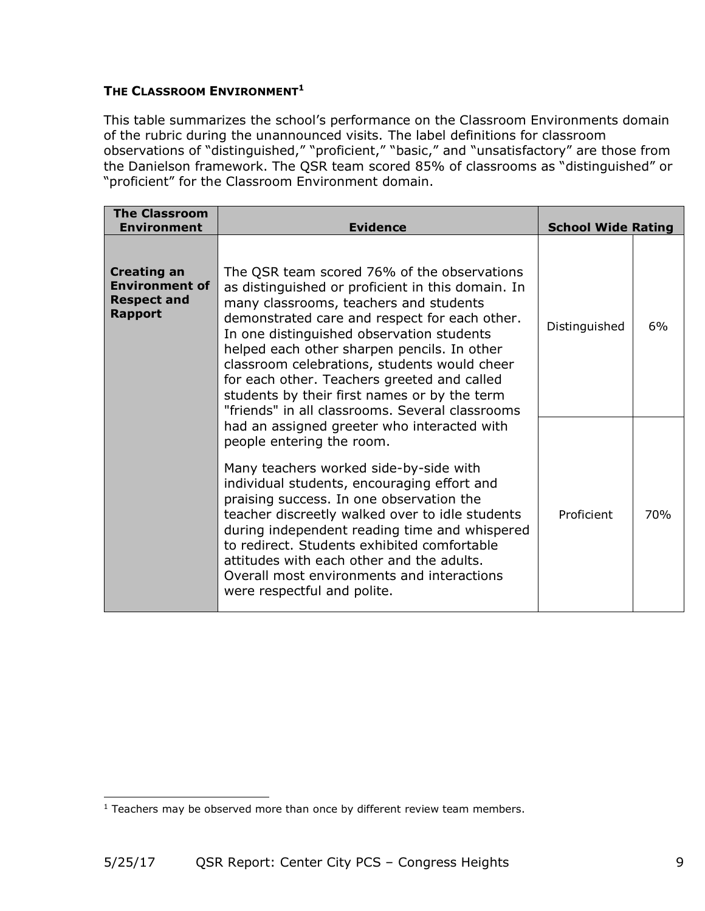### THE CLASSROOM ENVIRONMENT[1]

This table summarizes the school's performance on the Classroom Environments domain of the rubric during the unannounced visits. The label definitions for classroom observations of "distinguished," "proficient," "basic," and "unsatisfactory" are those from the Danielson framework. The QSR team scored 85% of classrooms as "distinguished" or "proficient" for the Classroom Environment domain.

| The Classroom Environment | Evidence | School Wide Rating | |
|---|---|---|---|
| **Creating an Environment of Respect and Rapport** | The QSR team scored 76% of the observations as distinguished or proficient in this domain. In many classrooms, teachers and students demonstrated care and respect for each other. In one distinguished observation students helped each other sharpen pencils. In other classroom celebrations, students would cheer for each other. Teachers greeted and called students by their first names or by the term "friends" in all classrooms. Several classrooms had an assigned greeter who interacted with people entering the room.<br><br>Many teachers worked side-by-side with individual students, encouraging effort and praising success. In one observation the teacher discreetly walked over to idle students during independent reading time and whispered to redirect. Students exhibited comfortable attitudes with each other and the adults. Overall most environments and interactions were respectful and polite. | Distinguished | 6% |
| | | Proficient | 70% |

[1] Teachers may be observed more than once by different review team members.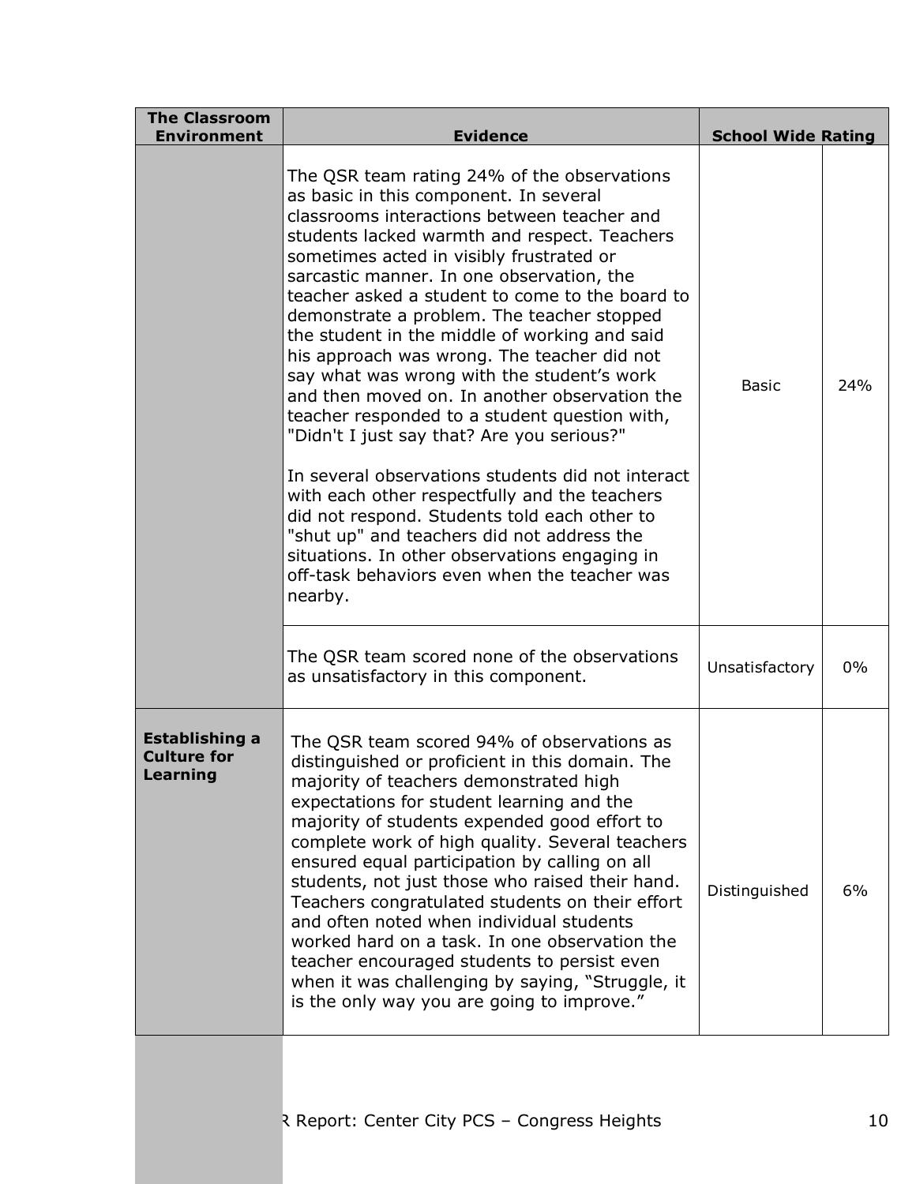| The Classroom Environment | Evidence | School Wide Rating | |
|---|---|---|---|
| | The QSR team rating 24% of the observations as basic in this component. In several classrooms interactions between teacher and students lacked warmth and respect. Teachers sometimes acted in visibly frustrated or sarcastic manner. In one observation, the teacher asked a student to come to the board to demonstrate a problem. The teacher stopped the student in the middle of working and said his approach was wrong. The teacher did not say what was wrong with the student's work and then moved on. In another observation the teacher responded to a student question with, "Didn't I just say that? Are you serious?"<br><br>In several observations students did not interact with each other respectfully and the teachers did not respond. Students told each other to "shut up" and teachers did not address the situations. In other observations engaging in off-task behaviors even when the teacher was nearby. | Basic | 24% |
| | The QSR team scored none of the observations as unsatisfactory in this component. | Unsatisfactory | 0% |
| **Establishing a Culture for Learning** | The QSR team scored 94% of observations as distinguished or proficient in this domain. The majority of teachers demonstrated high expectations for student learning and the majority of students expended good effort to complete work of high quality. Several teachers ensured equal participation by calling on all students, not just those who raised their hand. Teachers congratulated students on their effort and often noted when individual students worked hard on a task. In one observation the teacher encouraged students to persist even when it was challenging by saying, "Struggle, it is the only way you are going to improve." | Distinguished | 6% |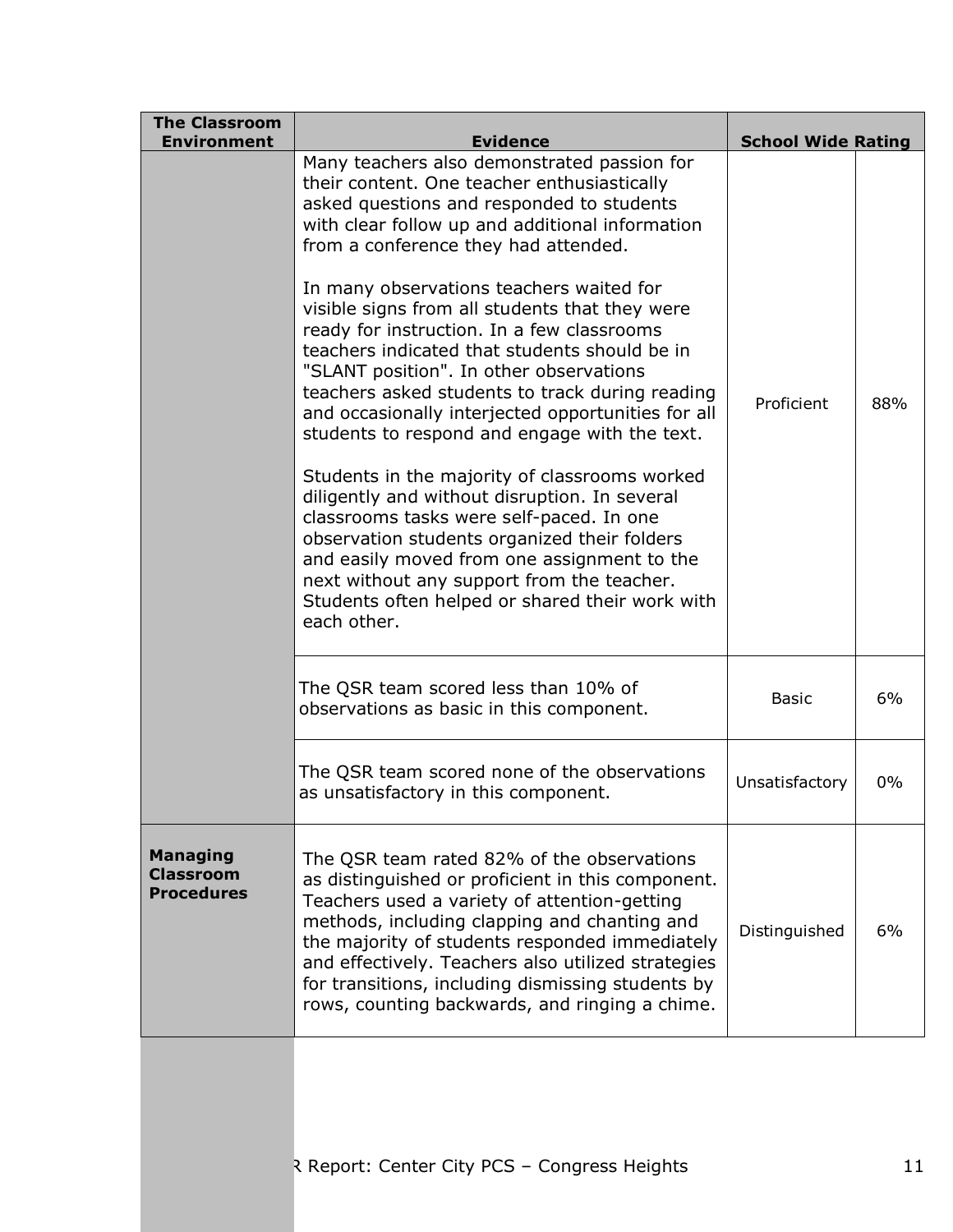| The Classroom Environment | Evidence | School Wide Rating | |
|---|---|---|---|
| | Many teachers also demonstrated passion for their content. One teacher enthusiastically asked questions and responded to students with clear follow up and additional information from a conference they had attended.<br><br>In many observations teachers waited for visible signs from all students that they were ready for instruction. In a few classrooms teachers indicated that students should be in "SLANT position". In other observations teachers asked students to track during reading and occasionally interjected opportunities for all students to respond and engage with the text.<br><br>Students in the majority of classrooms worked diligently and without disruption. In several classrooms tasks were self-paced. In one observation students organized their folders and easily moved from one assignment to the next without any support from the teacher. Students often helped or shared their work with each other. | Proficient | 88% |
| | The QSR team scored less than 10% of observations as basic in this component. | Basic | 6% |
| | The QSR team scored none of the observations as unsatisfactory in this component. | Unsatisfactory | 0% |
| **Managing Classroom Procedures** | The QSR team rated 82% of the observations as distinguished or proficient in this component. Teachers used a variety of attention-getting methods, including clapping and chanting and the majority of students responded immediately and effectively. Teachers also utilized strategies for transitions, including dismissing students by rows, counting backwards, and ringing a chime. | Distinguished | 6% |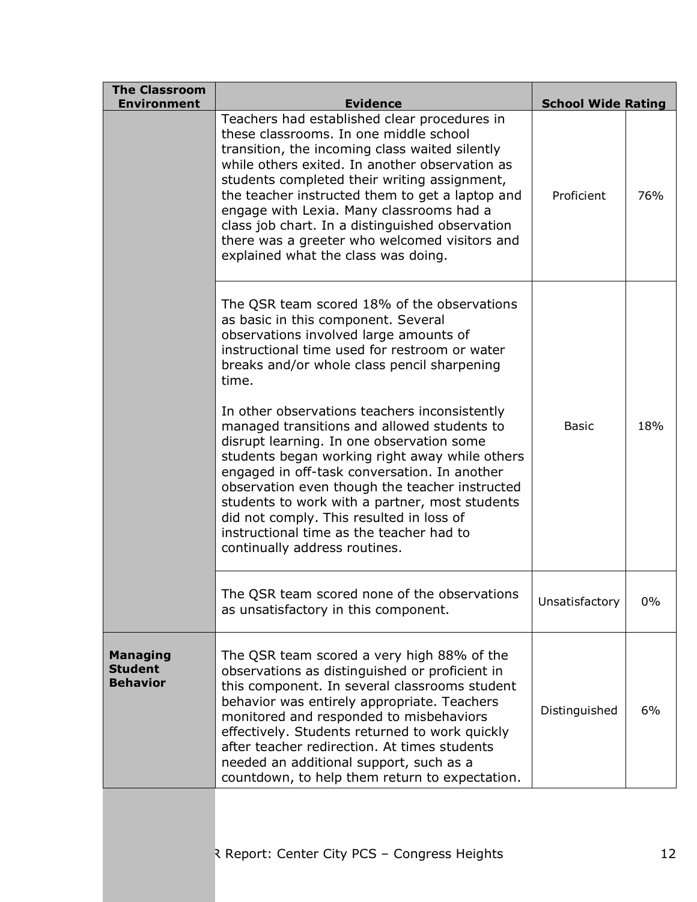| The Classroom Environment | Evidence | School Wide Rating | |
|---|---|---|---|
| | Teachers had established clear procedures in these classrooms. In one middle school transition, the incoming class waited silently while others exited. In another observation as students completed their writing assignment, the teacher instructed them to get a laptop and engage with Lexia. Many classrooms had a class job chart. In a distinguished observation there was a greeter who welcomed visitors and explained what the class was doing. | Proficient | 76% |
| | The QSR team scored 18% of the observations as basic in this component. Several observations involved large amounts of instructional time used for restroom or water breaks and/or whole class pencil sharpening time.<br><br>In other observations teachers inconsistently managed transitions and allowed students to disrupt learning. In one observation some students began working right away while others engaged in off-task conversation. In another observation even though the teacher instructed students to work with a partner, most students did not comply. This resulted in loss of instructional time as the teacher had to continually address routines. | Basic | 18% |
| | The QSR team scored none of the observations as unsatisfactory in this component. | Unsatisfactory | 0% |
| **Managing Student Behavior** | The QSR team scored a very high 88% of the observations as distinguished or proficient in this component. In several classrooms student behavior was entirely appropriate. Teachers monitored and responded to misbehaviors effectively. Students returned to work quickly after teacher redirection. At times students needed an additional support, such as a countdown, to help them return to expectation. | Distinguished | 6% |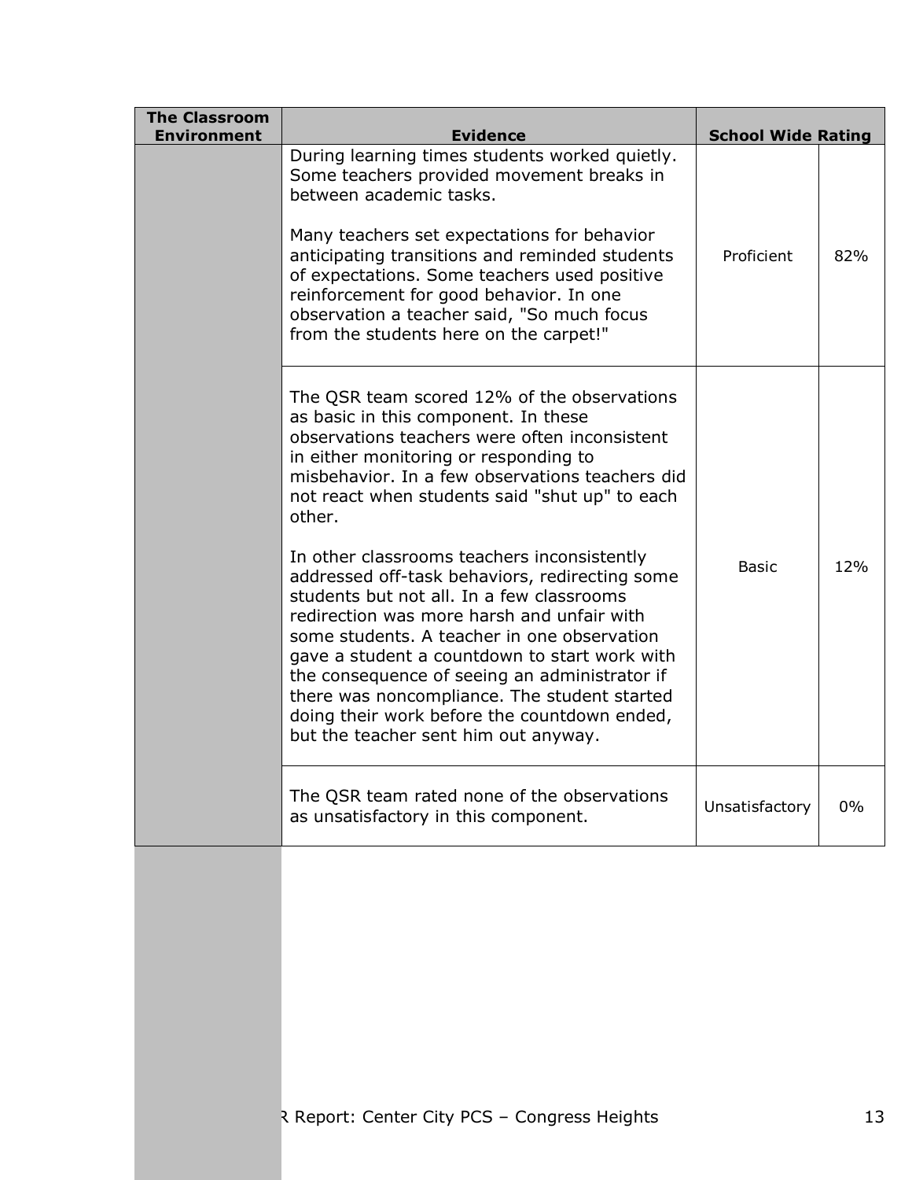| The Classroom Environment | Evidence | School Wide Rating | |
|---|---|---|---|
| | During learning times students worked quietly. Some teachers provided movement breaks in between academic tasks.<br><br>Many teachers set expectations for behavior anticipating transitions and reminded students of expectations. Some teachers used positive reinforcement for good behavior. In one observation a teacher said, "So much focus from the students here on the carpet!" | Proficient | 82% |
| | The QSR team scored 12% of the observations as basic in this component. In these observations teachers were often inconsistent in either monitoring or responding to misbehavior. In a few observations teachers did not react when students said "shut up" to each other.<br><br>In other classrooms teachers inconsistently addressed off-task behaviors, redirecting some students but not all. In a few classrooms redirection was more harsh and unfair with some students. A teacher in one observation gave a student a countdown to start work with the consequence of seeing an administrator if there was noncompliance. The student started doing their work before the countdown ended, but the teacher sent him out anyway. | Basic | 12% |
| | The QSR team rated none of the observations as unsatisfactory in this component. | Unsatisfactory | 0% |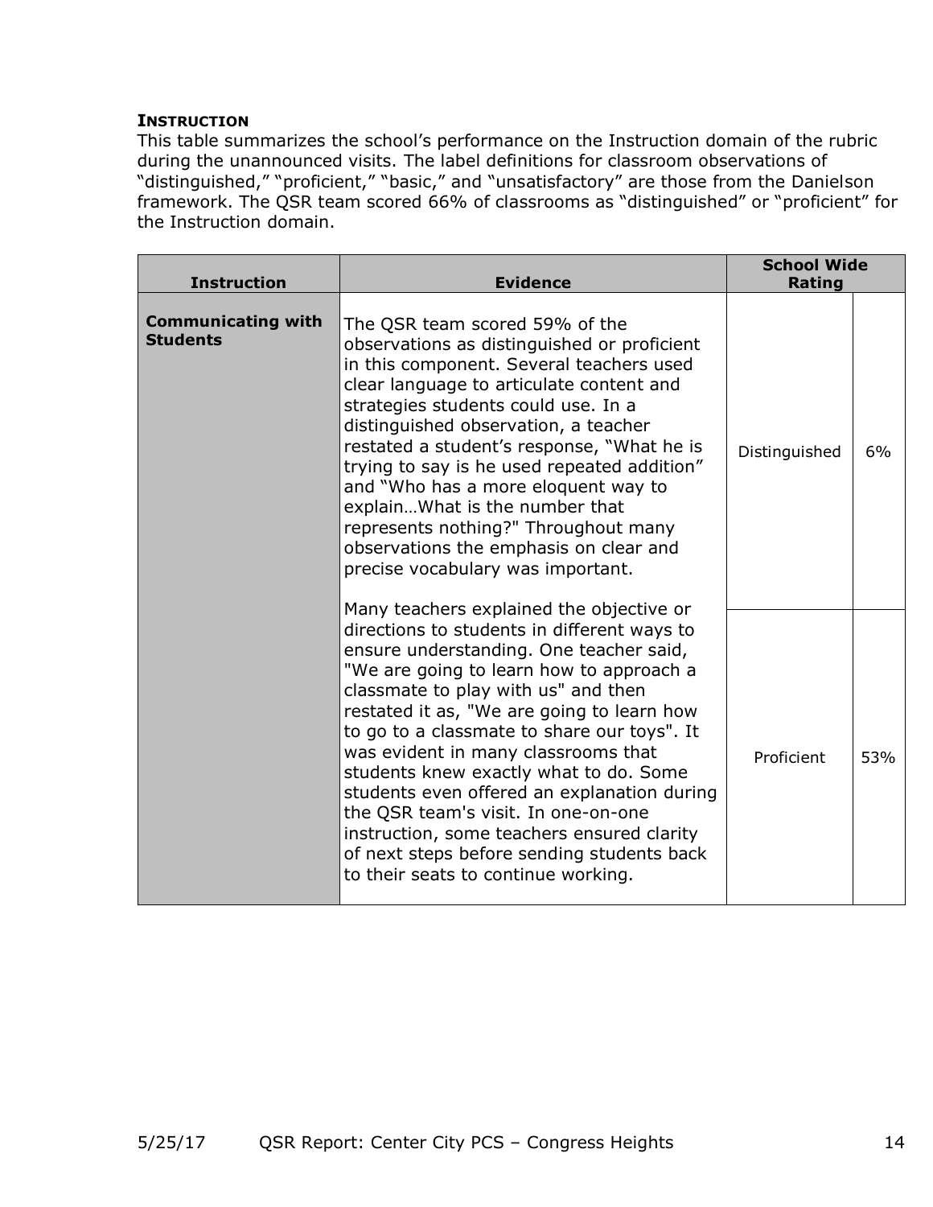**INSTRUCTION**

This table summarizes the school's performance on the Instruction domain of the rubric during the unannounced visits. The label definitions for classroom observations of "distinguished," "proficient," "basic," and "unsatisfactory" are those from the Danielson framework. The QSR team scored 66% of classrooms as "distinguished" or "proficient" for the Instruction domain.

| Instruction | Evidence | School Wide Rating | |
|---|---|---|---|
| **Communicating with Students** | The QSR team scored 59% of the observations as distinguished or proficient in this component. Several teachers used clear language to articulate content and strategies students could use. In a distinguished observation, a teacher restated a student's response, "What he is trying to say is he used repeated addition" and "Who has a more eloquent way to explain…What is the number that represents nothing?" Throughout many observations the emphasis on clear and precise vocabulary was important. | Distinguished | 6% |
| | Many teachers explained the objective or directions to students in different ways to ensure understanding. One teacher said, "We are going to learn how to approach a classmate to play with us" and then restated it as, "We are going to learn how to go to a classmate to share our toys". It was evident in many classrooms that students knew exactly what to do. Some students even offered an explanation during the QSR team's visit. In one-on-one instruction, some teachers ensured clarity of next steps before sending students back to their seats to continue working. | Proficient | 53% |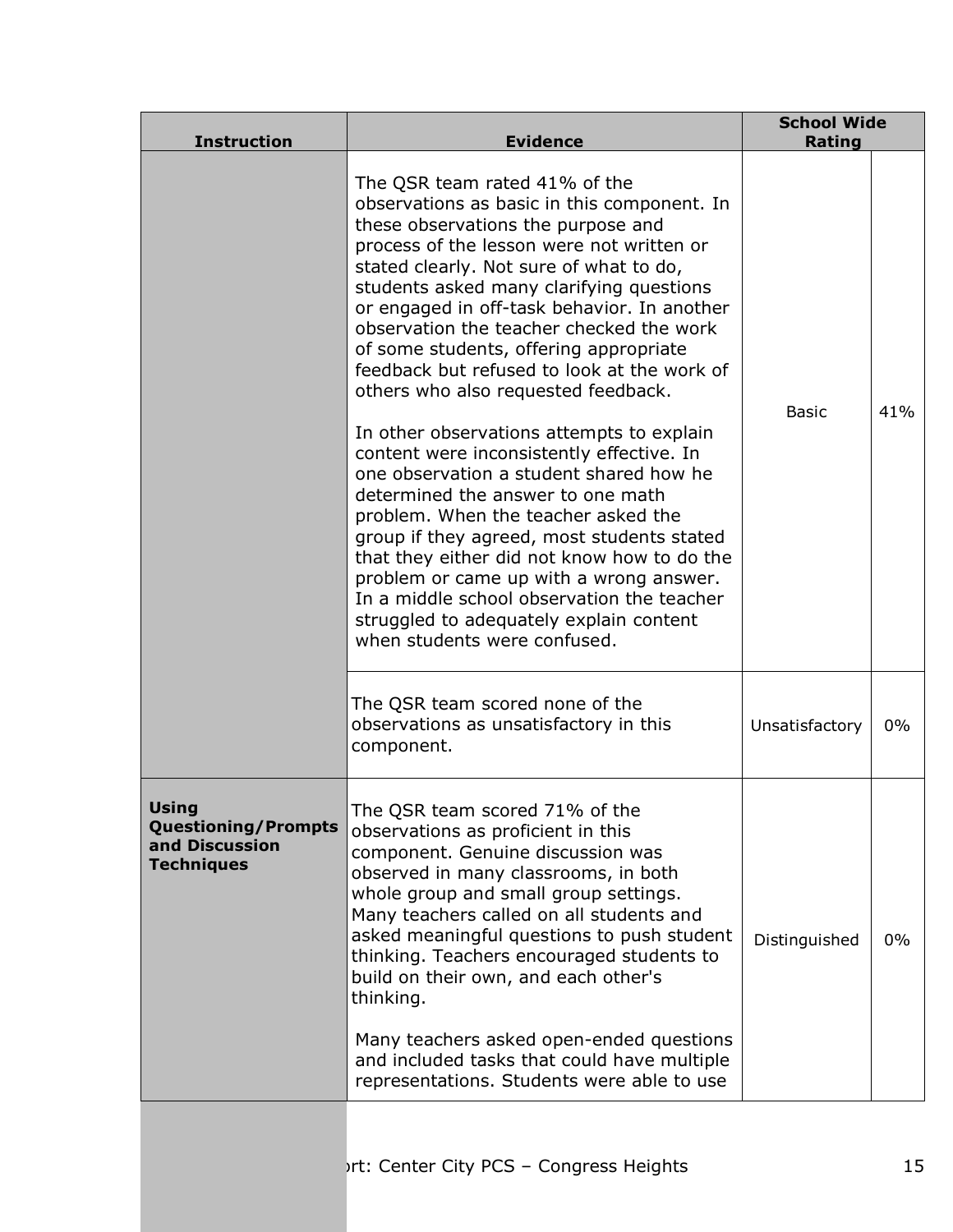| Instruction | Evidence | School Wide Rating | |
|---|---|---|---|
| | The QSR team rated 41% of the observations as basic in this component. In these observations the purpose and process of the lesson were not written or stated clearly. Not sure of what to do, students asked many clarifying questions or engaged in off-task behavior. In another observation the teacher checked the work of some students, offering appropriate feedback but refused to look at the work of others who also requested feedback.<br><br>In other observations attempts to explain content were inconsistently effective. In one observation a student shared how he determined the answer to one math problem. When the teacher asked the group if they agreed, most students stated that they either did not know how to do the problem or came up with a wrong answer. In a middle school observation the teacher struggled to adequately explain content when students were confused. | Basic | 41% |
| | The QSR team scored none of the observations as unsatisfactory in this component. | Unsatisfactory | 0% |
| **Using Questioning/Prompts and Discussion Techniques** | The QSR team scored 71% of the observations as proficient in this component. Genuine discussion was observed in many classrooms, in both whole group and small group settings. Many teachers called on all students and asked meaningful questions to push student thinking. Teachers encouraged students to build on their own, and each other's thinking.<br><br>Many teachers asked open-ended questions and included tasks that could have multiple representations. Students were able to use | Distinguished | 0% |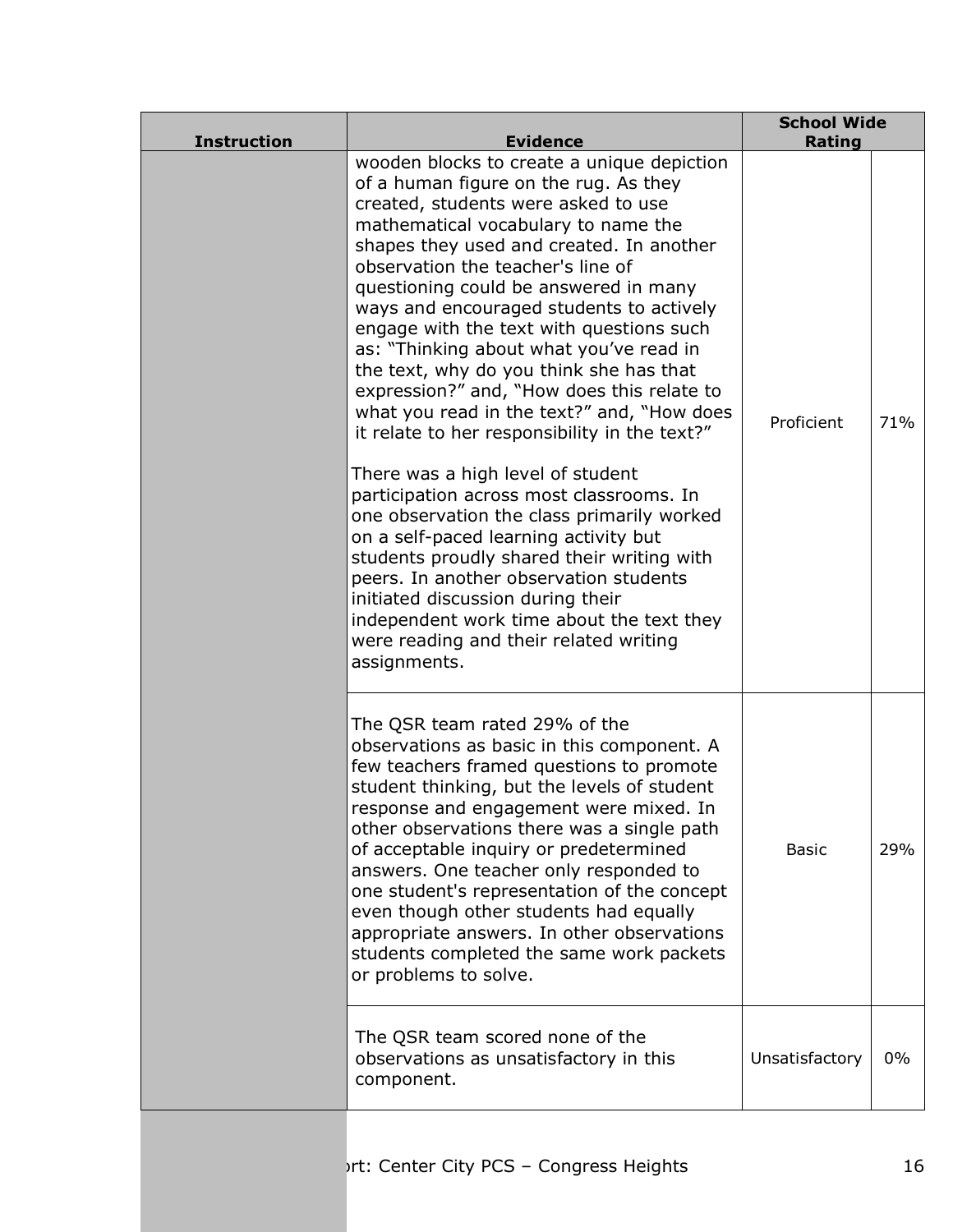| Instruction | Evidence | School Wide Rating | |
|---|---|---|---|
| | wooden blocks to create a unique depiction of a human figure on the rug. As they created, students were asked to use mathematical vocabulary to name the shapes they used and created. In another observation the teacher's line of questioning could be answered in many ways and encouraged students to actively engage with the text with questions such as: "Thinking about what you've read in the text, why do you think she has that expression?" and, "How does this relate to what you read in the text?" and, "How does it relate to her responsibility in the text?"<br><br>There was a high level of student participation across most classrooms. In one observation the class primarily worked on a self-paced learning activity but students proudly shared their writing with peers. In another observation students initiated discussion during their independent work time about the text they were reading and their related writing assignments. | Proficient | 71% |
| | The QSR team rated 29% of the observations as basic in this component. A few teachers framed questions to promote student thinking, but the levels of student response and engagement were mixed. In other observations there was a single path of acceptable inquiry or predetermined answers. One teacher only responded to one student's representation of the concept even though other students had equally appropriate answers. In other observations students completed the same work packets or problems to solve. | Basic | 29% |
| | The QSR team scored none of the observations as unsatisfactory in this component. | Unsatisfactory | 0% |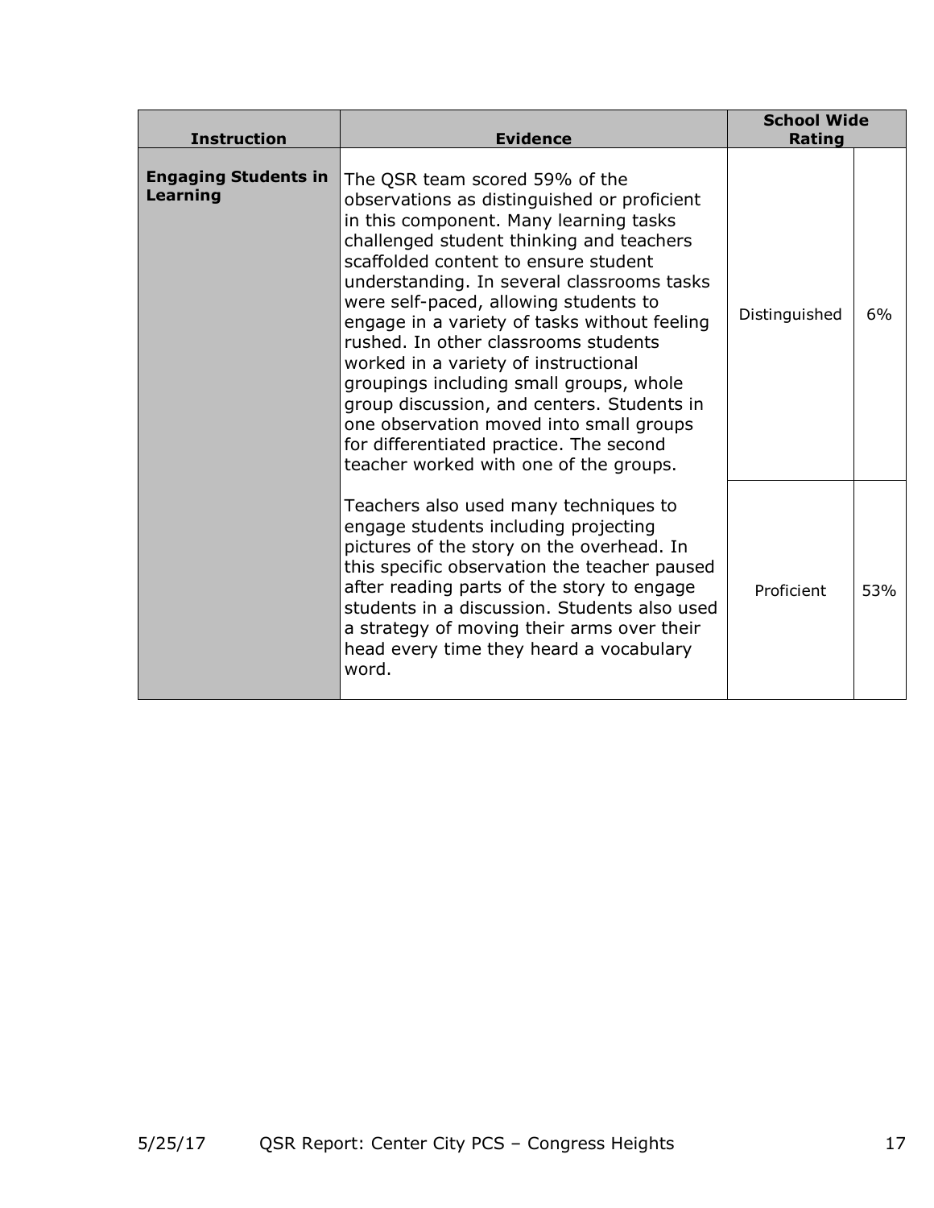| Instruction | Evidence | School Wide Rating | |
|---|---|---|---|
| **Engaging Students in Learning** | The QSR team scored 59% of the observations as distinguished or proficient in this component. Many learning tasks challenged student thinking and teachers scaffolded content to ensure student understanding. In several classrooms tasks were self-paced, allowing students to engage in a variety of tasks without feeling rushed. In other classrooms students worked in a variety of instructional groupings including small groups, whole group discussion, and centers. Students in one observation moved into small groups for differentiated practice. The second teacher worked with one of the groups. | Distinguished | 6% |
| | Teachers also used many techniques to engage students including projecting pictures of the story on the overhead. In this specific observation the teacher paused after reading parts of the story to engage students in a discussion. Students also used a strategy of moving their arms over their head every time they heard a vocabulary word. | Proficient | 53% |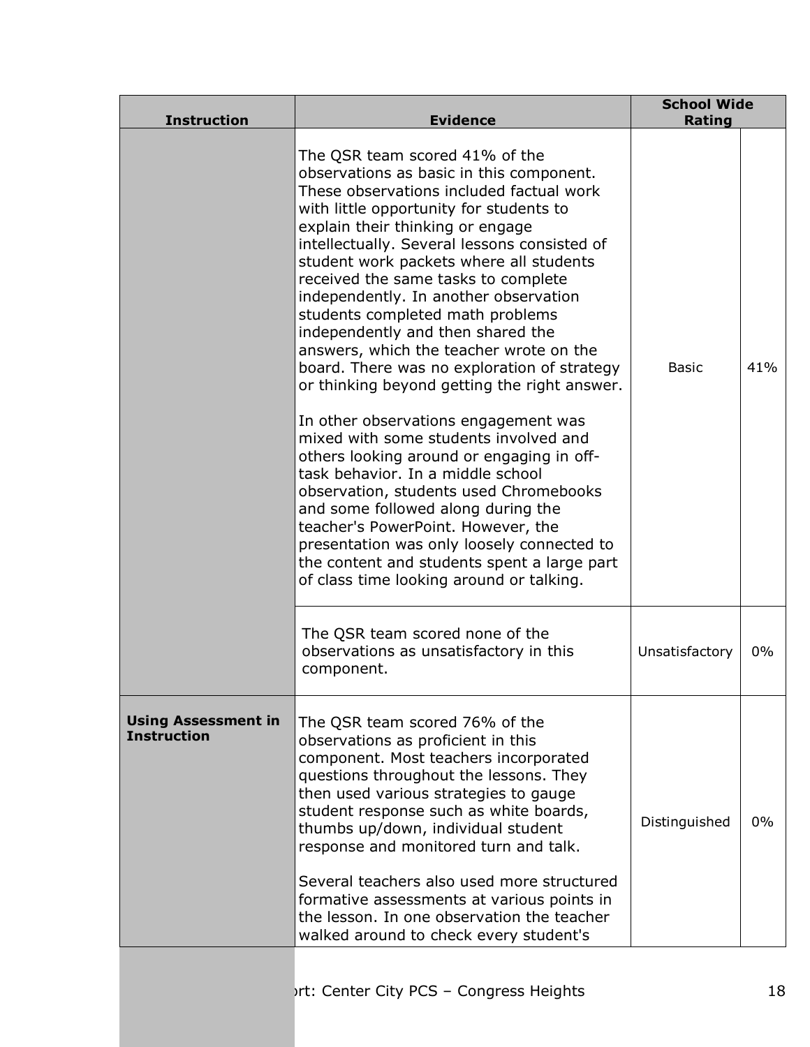| Instruction | Evidence | School Wide Rating | |
|---|---|---|---|
| | The QSR team scored 41% of the observations as basic in this component. These observations included factual work with little opportunity for students to explain their thinking or engage intellectually. Several lessons consisted of student work packets where all students received the same tasks to complete independently. In another observation students completed math problems independently and then shared the answers, which the teacher wrote on the board. There was no exploration of strategy or thinking beyond getting the right answer.<br><br>In other observations engagement was mixed with some students involved and others looking around or engaging in off-task behavior. In a middle school observation, students used Chromebooks and some followed along during the teacher's PowerPoint. However, the presentation was only loosely connected to the content and students spent a large part of class time looking around or talking. | Basic | 41% |
| | The QSR team scored none of the observations as unsatisfactory in this component. | Unsatisfactory | 0% |
| **Using Assessment in Instruction** | The QSR team scored 76% of the observations as proficient in this component. Most teachers incorporated questions throughout the lessons. They then used various strategies to gauge student response such as white boards, thumbs up/down, individual student response and monitored turn and talk.<br><br>Several teachers also used more structured formative assessments at various points in the lesson. In one observation the teacher walked around to check every student's | Distinguished | 0% |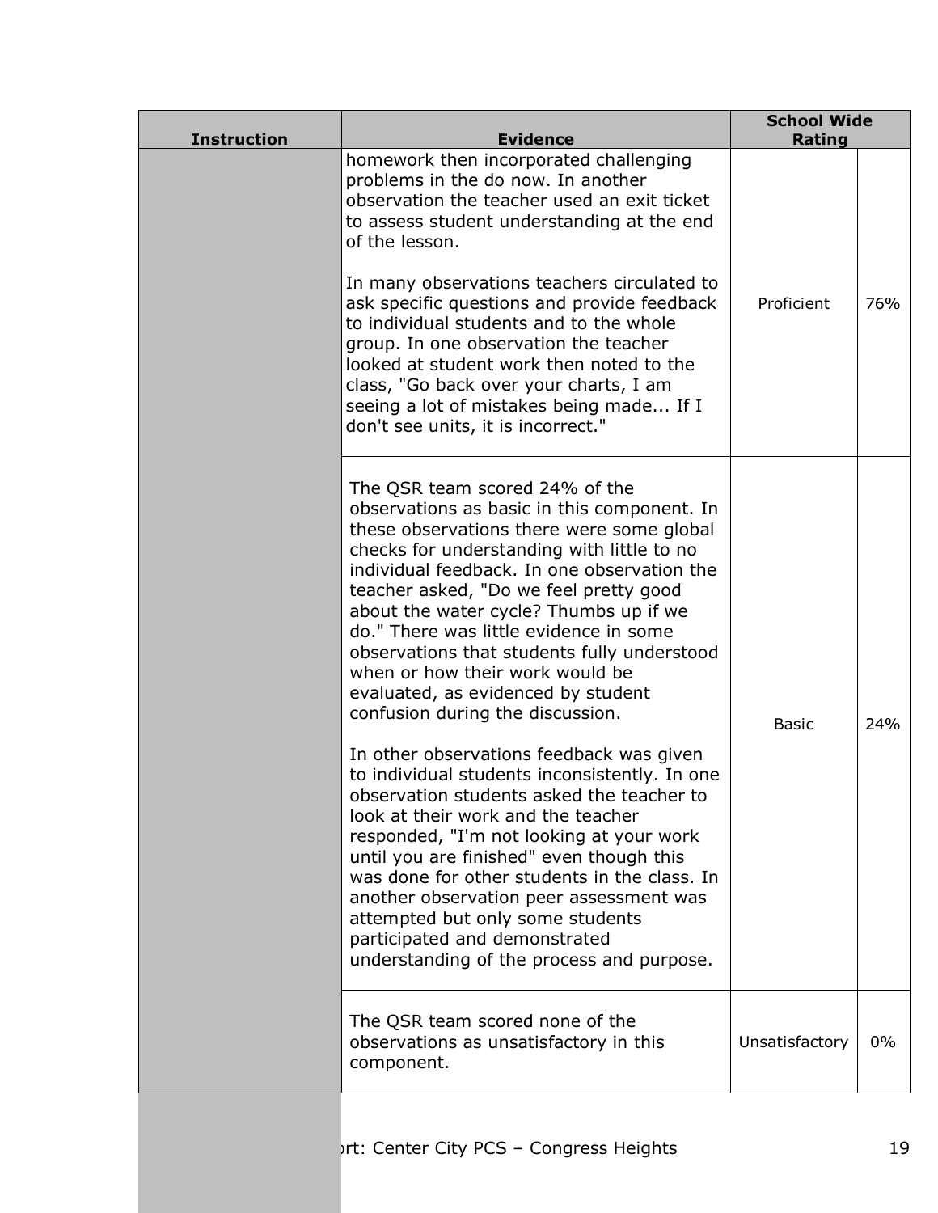| Instruction | Evidence | School Wide Rating | |
|---|---|---|---|
| | homework then incorporated challenging problems in the do now. In another observation the teacher used an exit ticket to assess student understanding at the end of the lesson.<br><br>In many observations teachers circulated to ask specific questions and provide feedback to individual students and to the whole group. In one observation the teacher looked at student work then noted to the class, "Go back over your charts, I am seeing a lot of mistakes being made... If I don't see units, it is incorrect." | Proficient | 76% |
| | The QSR team scored 24% of the observations as basic in this component. In these observations there were some global checks for understanding with little to no individual feedback. In one observation the teacher asked, "Do we feel pretty good about the water cycle? Thumbs up if we do." There was little evidence in some observations that students fully understood when or how their work would be evaluated, as evidenced by student confusion during the discussion.<br><br>In other observations feedback was given to individual students inconsistently. In one observation students asked the teacher to look at their work and the teacher responded, "I'm not looking at your work until you are finished" even though this was done for other students in the class. In another observation peer assessment was attempted but only some students participated and demonstrated understanding of the process and purpose. | Basic | 24% |
| | The QSR team scored none of the observations as unsatisfactory in this component. | Unsatisfactory | 0% |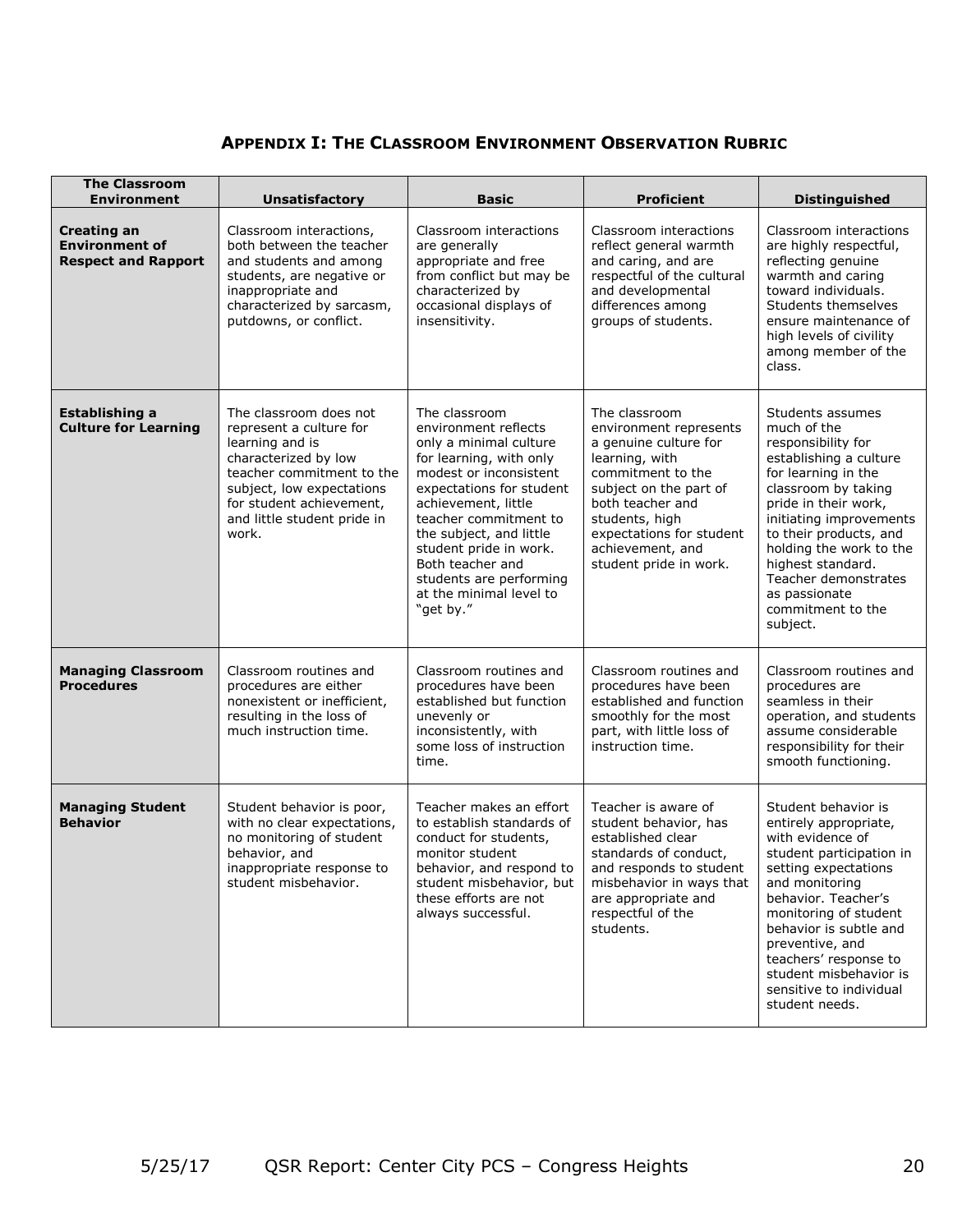## APPENDIX I: THE CLASSROOM ENVIRONMENT OBSERVATION RUBRIC

| The Classroom Environment | Unsatisfactory | Basic | Proficient | Distinguished |
|---|---|---|---|---|
| **Creating an Environment of Respect and Rapport** | Classroom interactions, both between the teacher and students and among students, are negative or inappropriate and characterized by sarcasm, putdowns, or conflict. | Classroom interactions are generally appropriate and free from conflict but may be characterized by occasional displays of insensitivity. | Classroom interactions reflect general warmth and caring, and are respectful of the cultural and developmental differences among groups of students. | Classroom interactions are highly respectful, reflecting genuine warmth and caring toward individuals. Students themselves ensure maintenance of high levels of civility among member of the class. |
| **Establishing a Culture for Learning** | The classroom does not represent a culture for learning and is characterized by low teacher commitment to the subject, low expectations for student achievement, and little student pride in work. | The classroom environment reflects only a minimal culture for learning, with only modest or inconsistent expectations for student achievement, little teacher commitment to the subject, and little student pride in work. Both teacher and students are performing at the minimal level to "get by." | The classroom environment represents a genuine culture for learning, with commitment to the subject on the part of both teacher and students, high expectations for student achievement, and student pride in work. | Students assumes much of the responsibility for establishing a culture for learning in the classroom by taking pride in their work, initiating improvements to their products, and holding the work to the highest standard. Teacher demonstrates as passionate commitment to the subject. |
| **Managing Classroom Procedures** | Classroom routines and procedures are either nonexistent or inefficient, resulting in the loss of much instruction time. | Classroom routines and procedures have been established but function unevenly or inconsistently, with some loss of instruction time. | Classroom routines and procedures have been established and function smoothly for the most part, with little loss of instruction time. | Classroom routines and procedures are seamless in their operation, and students assume considerable responsibility for their smooth functioning. |
| **Managing Student Behavior** | Student behavior is poor, with no clear expectations, no monitoring of student behavior, and inappropriate response to student misbehavior. | Teacher makes an effort to establish standards of conduct for students, monitor student behavior, and respond to student misbehavior, but these efforts are not always successful. | Teacher is aware of student behavior, has established clear standards of conduct, and responds to student misbehavior in ways that are appropriate and respectful of the students. | Student behavior is entirely appropriate, with evidence of student participation in setting expectations and monitoring behavior. Teacher's monitoring of student behavior is subtle and preventive, and teachers' response to student misbehavior is sensitive to individual student needs. |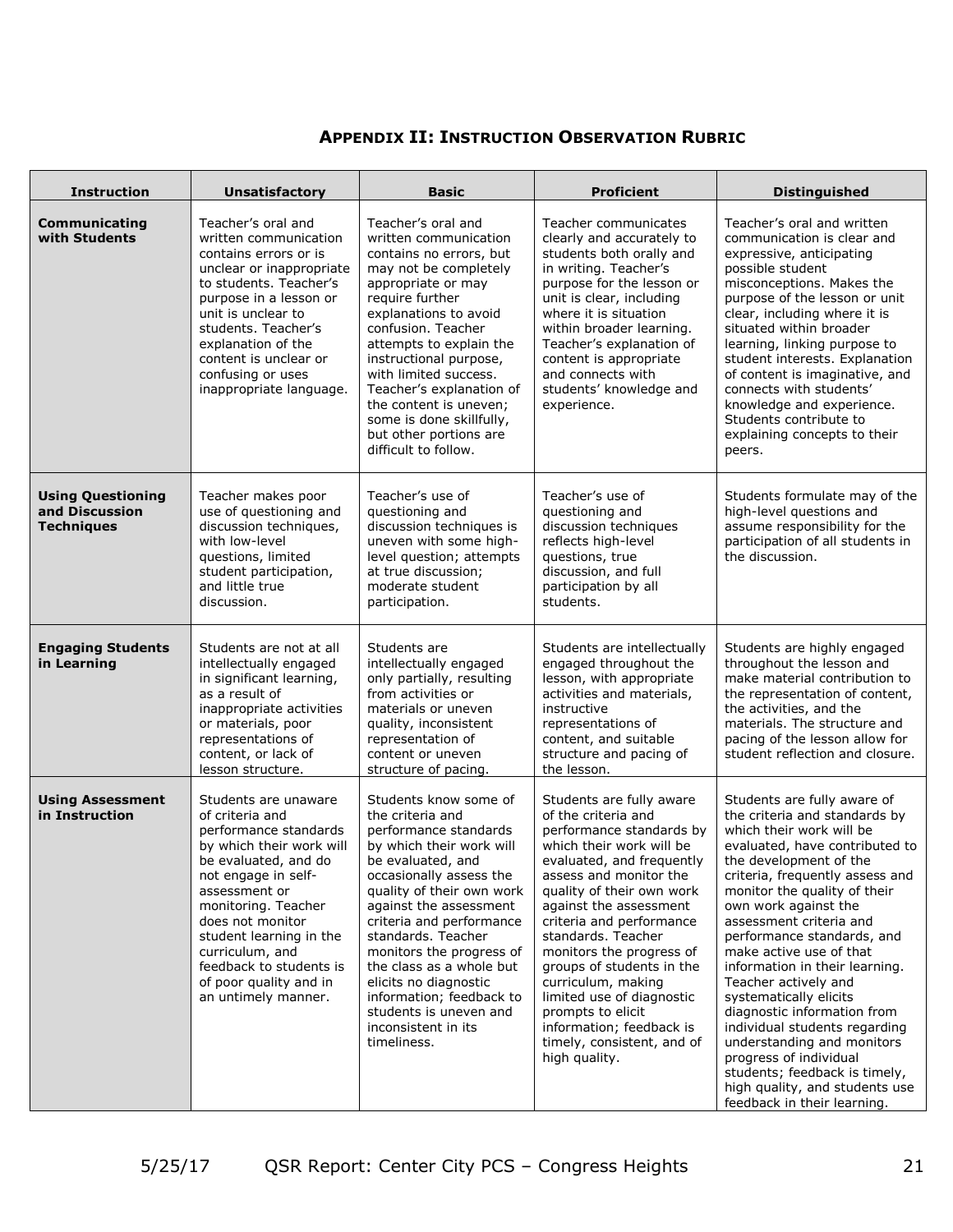## APPENDIX II: INSTRUCTION OBSERVATION RUBRIC

| Instruction | Unsatisfactory | Basic | Proficient | Distinguished |
|---|---|---|---|---|
| **Communicating with Students** | Teacher's oral and written communication contains errors or is unclear or inappropriate to students. Teacher's purpose in a lesson or unit is unclear to students. Teacher's explanation of the content is unclear or confusing or uses inappropriate language. | Teacher's oral and written communication contains no errors, but may not be completely appropriate or may require further explanations to avoid confusion. Teacher attempts to explain the instructional purpose, with limited success. Teacher's explanation of the content is uneven; some is done skillfully, but other portions are difficult to follow. | Teacher communicates clearly and accurately to students both orally and in writing. Teacher's purpose for the lesson or unit is clear, including where it is situation within broader learning. Teacher's explanation of content is appropriate and connects with students' knowledge and experience. | Teacher's oral and written communication is clear and expressive, anticipating possible student misconceptions. Makes the purpose of the lesson or unit clear, including where it is situated within broader learning, linking purpose to student interests. Explanation of content is imaginative, and connects with students' knowledge and experience. Students contribute to explaining concepts to their peers. |
| **Using Questioning and Discussion Techniques** | Teacher makes poor use of questioning and discussion techniques, with low-level questions, limited student participation, and little true discussion. | Teacher's use of questioning and discussion techniques is uneven with some high-level question; attempts at true discussion; moderate student participation. | Teacher's use of questioning and discussion techniques reflects high-level questions, true discussion, and full participation by all students. | Students formulate may of the high-level questions and assume responsibility for the participation of all students in the discussion. |
| **Engaging Students in Learning** | Students are not at all intellectually engaged in significant learning, as a result of inappropriate activities or materials, poor representations of content, or lack of lesson structure. | Students are intellectually engaged only partially, resulting from activities or materials or uneven quality, inconsistent representation of content or uneven structure of pacing. | Students are intellectually engaged throughout the lesson, with appropriate activities and materials, instructive representations of content, and suitable structure and pacing of the lesson. | Students are highly engaged throughout the lesson and make material contribution to the representation of content, the activities, and the materials. The structure and pacing of the lesson allow for student reflection and closure. |
| **Using Assessment in Instruction** | Students are unaware of criteria and performance standards by which their work will be evaluated, and do not engage in self-assessment or monitoring. Teacher does not monitor student learning in the curriculum, and feedback to students is of poor quality and in an untimely manner. | Students know some of the criteria and performance standards by which their work will be evaluated, and occasionally assess the quality of their own work against the assessment criteria and performance standards. Teacher monitors the progress of the class as a whole but elicits no diagnostic information; feedback to students is uneven and inconsistent in its timeliness. | Students are fully aware of the criteria and performance standards by which their work will be evaluated, and frequently assess and monitor the quality of their own work against the assessment criteria and performance standards. Teacher monitors the progress of groups of students in the curriculum, making limited use of diagnostic prompts to elicit information; feedback is timely, consistent, and of high quality. | Students are fully aware of the criteria and standards by which their work will be evaluated, have contributed to the development of the criteria, frequently assess and monitor the quality of their own work against the assessment criteria and performance standards, and make active use of that information in their learning. Teacher actively and systematically elicits diagnostic information from individual students regarding understanding and monitors progress of individual students; feedback is timely, high quality, and students use feedback in their learning. |